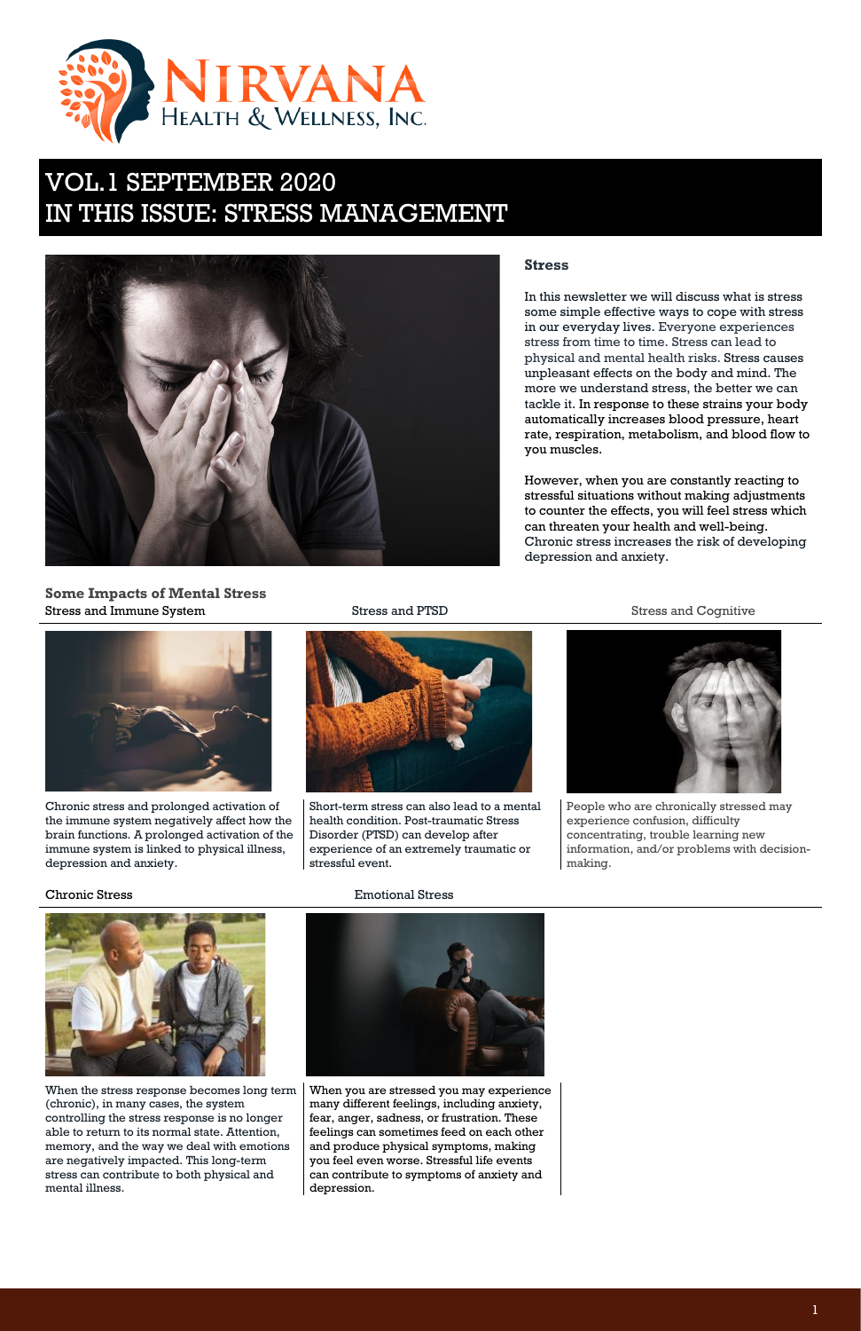# NIRVANA HEALTH & WELLNESS, INC.

## VOL.1 SEPTEMBER 2020
## IN THIS ISSUE: STRESS MANAGEMENT

### Stress

In this newsletter we will discuss what is stress some simple effective ways to cope with stress in our everyday lives. Everyone experiences stress from time to time. Stress can lead to physical and mental health risks. Stress causes unpleasant effects on the body and mind. The more we understand stress, the better we can tackle it. In response to these strains your body automatically increases blood pressure, heart rate, respiration, metabolism, and blood flow to you muscles.

However, when you are constantly reacting to stressful situations without making adjustments to counter the effects, you will feel stress which can threaten your health and well-being. Chronic stress increases the risk of developing depression and anxiety.

### Some Impacts of Mental Stress

#### Stress and Immune System

Chronic stress and prolonged activation of the immune system negatively affect how the brain functions. A prolonged activation of the immune system is linked to physical illness, depression and anxiety.

#### Stress and PTSD

Short-term stress can also lead to a mental health condition. Post-traumatic Stress Disorder (PTSD) can develop after experience of an extremely traumatic or stressful event.

#### Stress and Cognitive

People who are chronically stressed may experience confusion, difficulty concentrating, trouble learning new information, and/or problems with decision-making.

#### Chronic Stress

When the stress response becomes long term (chronic), in many cases, the system controlling the stress response is no longer able to return to its normal state. Attention, memory, and the way we deal with emotions are negatively impacted. This long-term stress can contribute to both physical and mental illness.

#### Emotional Stress

When you are stressed you may experience many different feelings, including anxiety, fear, anger, sadness, or frustration. These feelings can sometimes feed on each other and produce physical symptoms, making you feel even worse. Stressful life events can contribute to symptoms of anxiety and depression.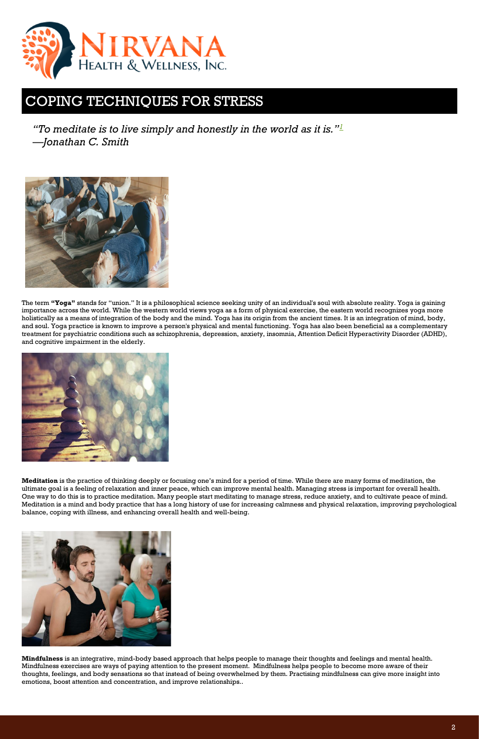# COPING TECHNIQUES FOR STRESS

*"To meditate is to live simply and honestly in the world as it is."[1]*
*—Jonathan C. Smith*

The term **"Yoga"** stands for "union." It is a philosophical science seeking unity of an individual's soul with absolute reality. Yoga is gaining importance across the world. While the western world views yoga as a form of physical exercise, the eastern world recognizes yoga more holistically as a means of integration of the body and the mind. Yoga has its origin from the ancient times. It is an integration of mind, body, and soul. Yoga practice is known to improve a person's physical and mental functioning. Yoga has also been beneficial as a complementary treatment for psychiatric conditions such as schizophrenia, depression, anxiety, insomnia, Attention Deficit Hyperactivity Disorder (ADHD), and cognitive impairment in the elderly.

**Meditation** is the practice of thinking deeply or focusing one's mind for a period of time. While there are many forms of meditation, the ultimate goal is a feeling of relaxation and inner peace, which can improve mental health. Managing stress is important for overall health. One way to do this is to practice meditation. Many people start meditating to manage stress, reduce anxiety, and to cultivate peace of mind. Meditation is a mind and body practice that has a long history of use for increasing calmness and physical relaxation, improving psychological balance, coping with illness, and enhancing overall health and well-being.

**Mindfulness** is an integrative, mind-body based approach that helps people to manage their thoughts and feelings and mental health. Mindfulness exercises are ways of paying attention to the present moment. Mindfulness helps people to become more aware of their thoughts, feelings, and body sensations so that instead of being overwhelmed by them. Practising mindfulness can give more insight into emotions, boost attention and concentration, and improve relationships..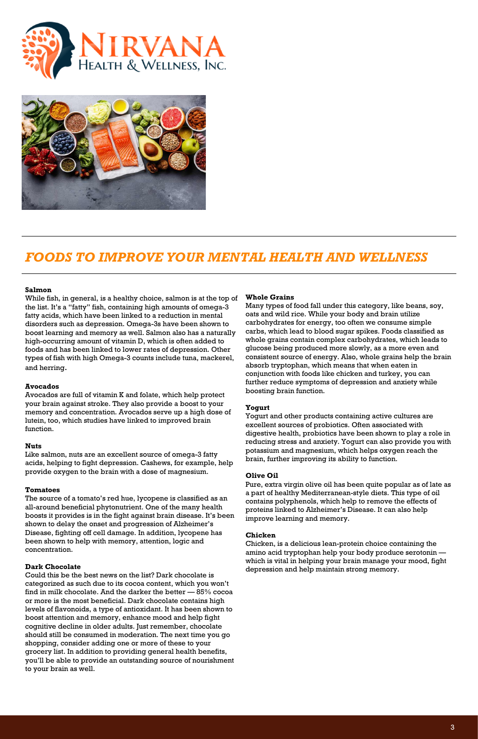# *FOODS TO IMPROVE YOUR MENTAL HEALTH AND WELLNESS*

**Salmon**
While fish, in general, is a healthy choice, salmon is at the top of the list. It's a "fatty" fish, containing high amounts of omega-3 fatty acids, which have been linked to a reduction in mental disorders such as depression. Omega-3s have been shown to boost learning and memory as well. Salmon also has a naturally high-occurring amount of vitamin D, which is often added to foods and has been linked to lower rates of depression. Other types of fish with high Omega-3 counts include tuna, mackerel, and herring.

**Avocados**
Avocados are full of vitamin K and folate, which help protect your brain against stroke. They also provide a boost to your memory and concentration. Avocados serve up a high dose of lutein, too, which studies have linked to improved brain function.

**Nuts**
Like salmon, nuts are an excellent source of omega-3 fatty acids, helping to fight depression. Cashews, for example, help provide oxygen to the brain with a dose of magnesium.

**Tomatoes**
The source of a tomato's red hue, lycopene is classified as an all-around beneficial phytonutrient. One of the many health boosts it provides is in the fight against brain disease. It's been shown to delay the onset and progression of Alzheimer's Disease, fighting off cell damage. In addition, lycopene has been shown to help with memory, attention, logic and concentration.

**Dark Chocolate**
Could this be the best news on the list? Dark chocolate is categorized as such due to its cocoa content, which you won't find in milk chocolate. And the darker the better — 85% cocoa or more is the most beneficial. Dark chocolate contains high levels of flavonoids, a type of antioxidant. It has been shown to boost attention and memory, enhance mood and help fight cognitive decline in older adults. Just remember, chocolate should still be consumed in moderation. The next time you go shopping, consider adding one or more of these to your grocery list. In addition to providing general health benefits, you'll be able to provide an outstanding source of nourishment to your brain as well.

**Whole Grains**
Many types of food fall under this category, like beans, soy, oats and wild rice. While your body and brain utilize carbohydrates for energy, too often we consume simple carbs, which lead to blood sugar spikes. Foods classified as whole grains contain complex carbohydrates, which leads to glucose being produced more slowly, as a more even and consistent source of energy. Also, whole grains help the brain absorb tryptophan, which means that when eaten in conjunction with foods like chicken and turkey, you can further reduce symptoms of depression and anxiety while boosting brain function.

**Yogurt**
Yogurt and other products containing active cultures are excellent sources of probiotics. Often associated with digestive health, probiotics have been shown to play a role in reducing stress and anxiety. Yogurt can also provide you with potassium and magnesium, which helps oxygen reach the brain, further improving its ability to function.

**Olive Oil**
Pure, extra virgin olive oil has been quite popular as of late as a part of healthy Mediterranean-style diets. This type of oil contains polyphenols, which help to remove the effects of proteins linked to Alzheimer's Disease. It can also help improve learning and memory.

**Chicken**
Chicken, is a delicious lean-protein choice containing the amino acid tryptophan help your body produce serotonin — which is vital in helping your brain manage your mood, fight depression and help maintain strong memory.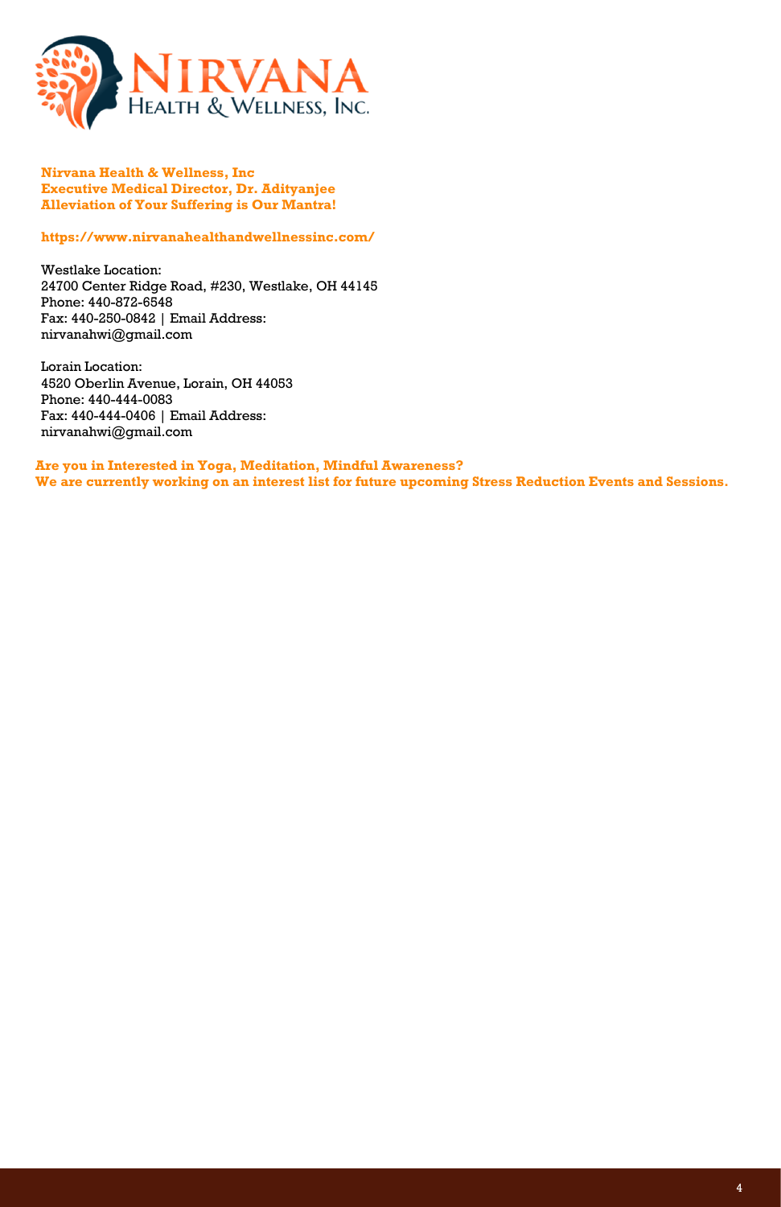**Nirvana Health & Wellness, Inc**
**Executive Medical Director, Dr. Adityanjee**
**Alleviation of Your Suffering is Our Mantra!**

**https://www.nirvanahealthandwellnessinc.com/**

Westlake Location:
24700 Center Ridge Road, #230, Westlake, OH 44145
Phone: 440-872-6548
Fax: 440-250-0842 | Email Address:
nirvanahwi@gmail.com

Lorain Location:
4520 Oberlin Avenue, Lorain, OH 44053
Phone: 440-444-0083
Fax: 440-444-0406 | Email Address:
nirvanahwi@gmail.com

**Are you in Interested in Yoga, Meditation, Mindful Awareness?**
**We are currently working on an interest list for future upcoming Stress Reduction Events and Sessions.**